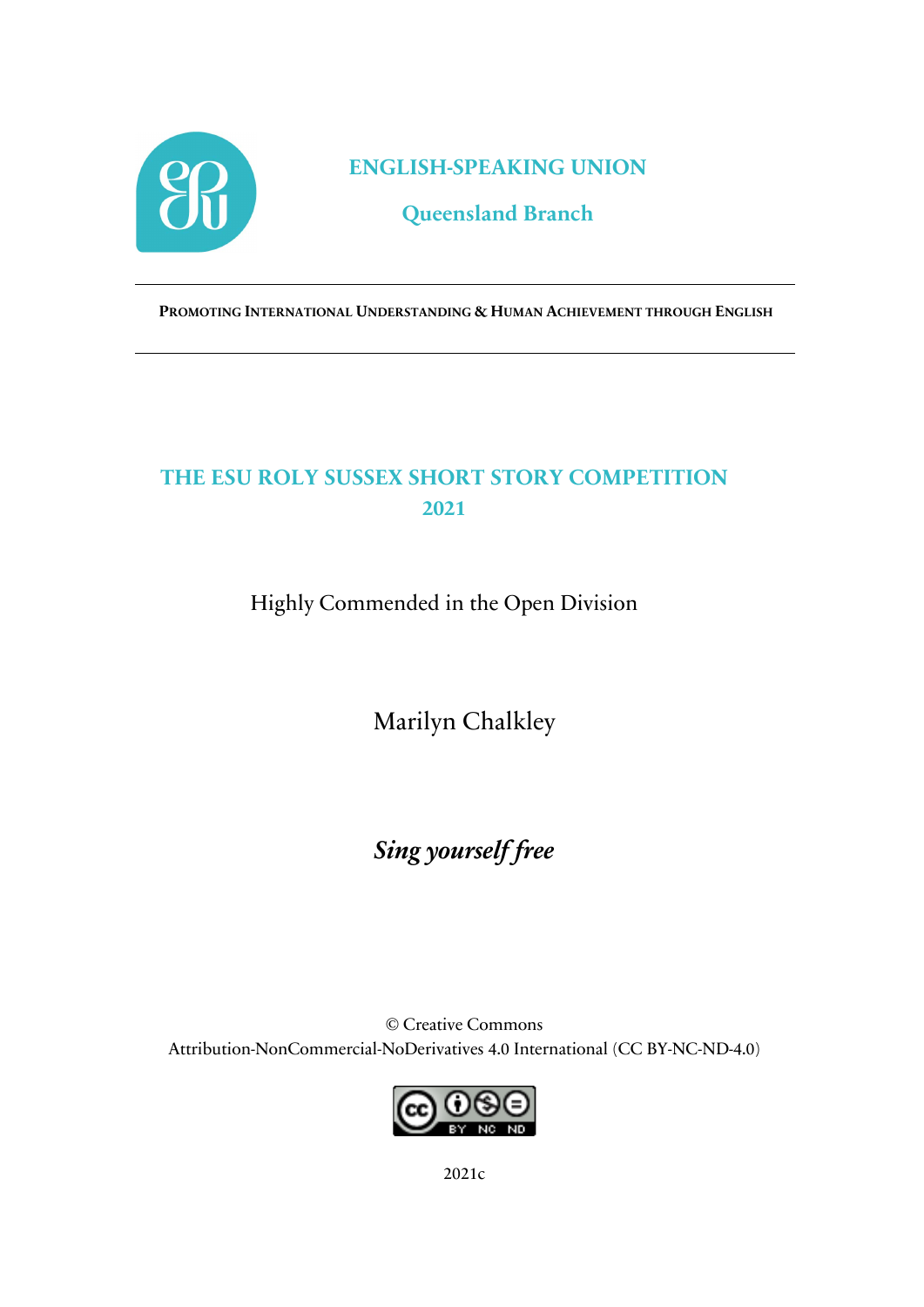**ENGLISH-SPEAKING UNION**

**Queensland Branch**

---

**PROMOTING INTERNATIONAL UNDERSTANDING & HUMAN ACHIEVEMENT THROUGH ENGLISH**

---

# THE ESU ROLY SUSSEX SHORT STORY COMPETITION 2021

Highly Commended in the Open Division

Marilyn Chalkley

***Sing yourself free***

© Creative Commons
Attribution-NonCommercial-NoDerivatives 4.0 International (CC BY-NC-ND-4.0)

2021c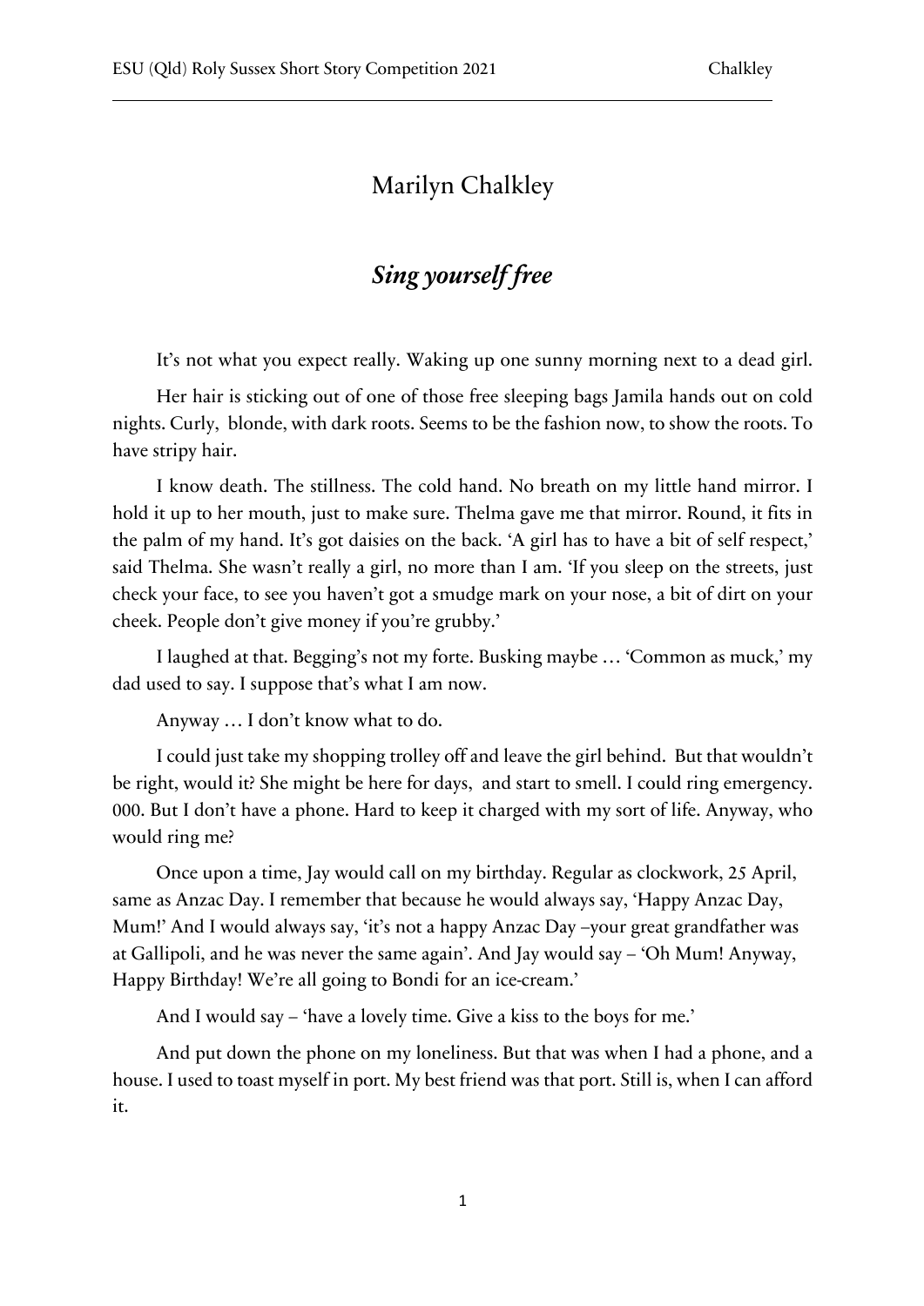Marilyn Chalkley

## *Sing yourself free*

It's not what you expect really. Waking up one sunny morning next to a dead girl.

Her hair is sticking out of one of those free sleeping bags Jamila hands out on cold nights. Curly, blonde, with dark roots. Seems to be the fashion now, to show the roots. To have stripy hair.

I know death. The stillness. The cold hand. No breath on my little hand mirror. I hold it up to her mouth, just to make sure. Thelma gave me that mirror. Round, it fits in the palm of my hand. It's got daisies on the back. 'A girl has to have a bit of self respect,' said Thelma. She wasn't really a girl, no more than I am. 'If you sleep on the streets, just check your face, to see you haven't got a smudge mark on your nose, a bit of dirt on your cheek. People don't give money if you're grubby.'

I laughed at that. Begging's not my forte. Busking maybe … 'Common as muck,' my dad used to say. I suppose that's what I am now.

Anyway … I don't know what to do.

I could just take my shopping trolley off and leave the girl behind. But that wouldn't be right, would it? She might be here for days, and start to smell. I could ring emergency. 000. But I don't have a phone. Hard to keep it charged with my sort of life. Anyway, who would ring me?

Once upon a time, Jay would call on my birthday. Regular as clockwork, 25 April, same as Anzac Day. I remember that because he would always say, 'Happy Anzac Day, Mum!' And I would always say, 'it's not a happy Anzac Day –your great grandfather was at Gallipoli, and he was never the same again'. And Jay would say – 'Oh Mum! Anyway, Happy Birthday! We're all going to Bondi for an ice-cream.'

And I would say – 'have a lovely time. Give a kiss to the boys for me.'

And put down the phone on my loneliness. But that was when I had a phone, and a house. I used to toast myself in port. My best friend was that port. Still is, when I can afford it.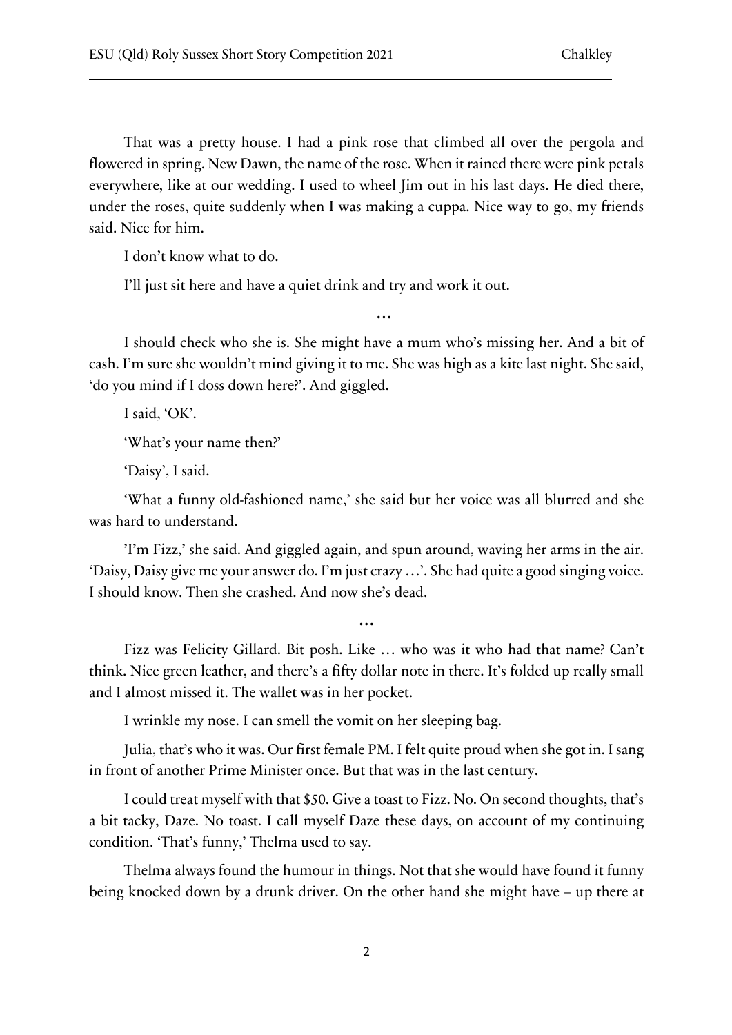That was a pretty house. I had a pink rose that climbed all over the pergola and flowered in spring. New Dawn, the name of the rose. When it rained there were pink petals everywhere, like at our wedding. I used to wheel Jim out in his last days. He died there, under the roses, quite suddenly when I was making a cuppa. Nice way to go, my friends said. Nice for him.

I don't know what to do.

I'll just sit here and have a quiet drink and try and work it out.

…

I should check who she is. She might have a mum who's missing her. And a bit of cash. I'm sure she wouldn't mind giving it to me. She was high as a kite last night. She said, 'do you mind if I doss down here?'. And giggled.

I said, 'OK'.

'What's your name then?'

'Daisy', I said.

'What a funny old-fashioned name,' she said but her voice was all blurred and she was hard to understand.

'I'm Fizz,' she said. And giggled again, and spun around, waving her arms in the air. 'Daisy, Daisy give me your answer do. I'm just crazy …'. She had quite a good singing voice. I should know. Then she crashed. And now she's dead.

…

Fizz was Felicity Gillard. Bit posh. Like … who was it who had that name? Can't think. Nice green leather, and there's a fifty dollar note in there. It's folded up really small and I almost missed it. The wallet was in her pocket.

I wrinkle my nose. I can smell the vomit on her sleeping bag.

Julia, that's who it was. Our first female PM. I felt quite proud when she got in. I sang in front of another Prime Minister once. But that was in the last century.

I could treat myself with that $50. Give a toast to Fizz. No. On second thoughts, that's a bit tacky, Daze. No toast. I call myself Daze these days, on account of my continuing condition. 'That's funny,' Thelma used to say.

Thelma always found the humour in things. Not that she would have found it funny being knocked down by a drunk driver. On the other hand she might have – up there at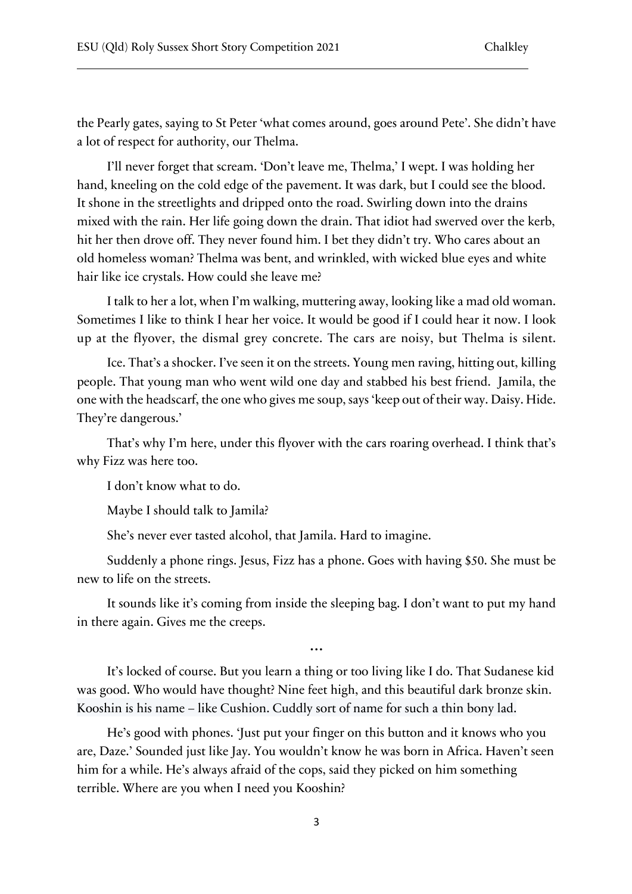the Pearly gates, saying to St Peter 'what comes around, goes around Pete'. She didn't have a lot of respect for authority, our Thelma.

I'll never forget that scream. 'Don't leave me, Thelma,' I wept. I was holding her hand, kneeling on the cold edge of the pavement. It was dark, but I could see the blood. It shone in the streetlights and dripped onto the road. Swirling down into the drains mixed with the rain. Her life going down the drain. That idiot had swerved over the kerb, hit her then drove off. They never found him. I bet they didn't try. Who cares about an old homeless woman? Thelma was bent, and wrinkled, with wicked blue eyes and white hair like ice crystals. How could she leave me?

I talk to her a lot, when I'm walking, muttering away, looking like a mad old woman. Sometimes I like to think I hear her voice. It would be good if I could hear it now. I look up at the flyover, the dismal grey concrete. The cars are noisy, but Thelma is silent.

Ice. That's a shocker. I've seen it on the streets. Young men raving, hitting out, killing people. That young man who went wild one day and stabbed his best friend. Jamila, the one with the headscarf, the one who gives me soup, says 'keep out of their way. Daisy. Hide. They're dangerous.'

That's why I'm here, under this flyover with the cars roaring overhead. I think that's why Fizz was here too.

I don't know what to do.

Maybe I should talk to Jamila?

She's never ever tasted alcohol, that Jamila. Hard to imagine.

Suddenly a phone rings. Jesus, Fizz has a phone. Goes with having $50. She must be new to life on the streets.

It sounds like it's coming from inside the sleeping bag. I don't want to put my hand in there again. Gives me the creeps.

…

It's locked of course. But you learn a thing or too living like I do. That Sudanese kid was good. Who would have thought? Nine feet high, and this beautiful dark bronze skin. Kooshin is his name – like Cushion. Cuddly sort of name for such a thin bony lad.

He's good with phones. 'Just put your finger on this button and it knows who you are, Daze.' Sounded just like Jay. You wouldn't know he was born in Africa. Haven't seen him for a while. He's always afraid of the cops, said they picked on him something terrible. Where are you when I need you Kooshin?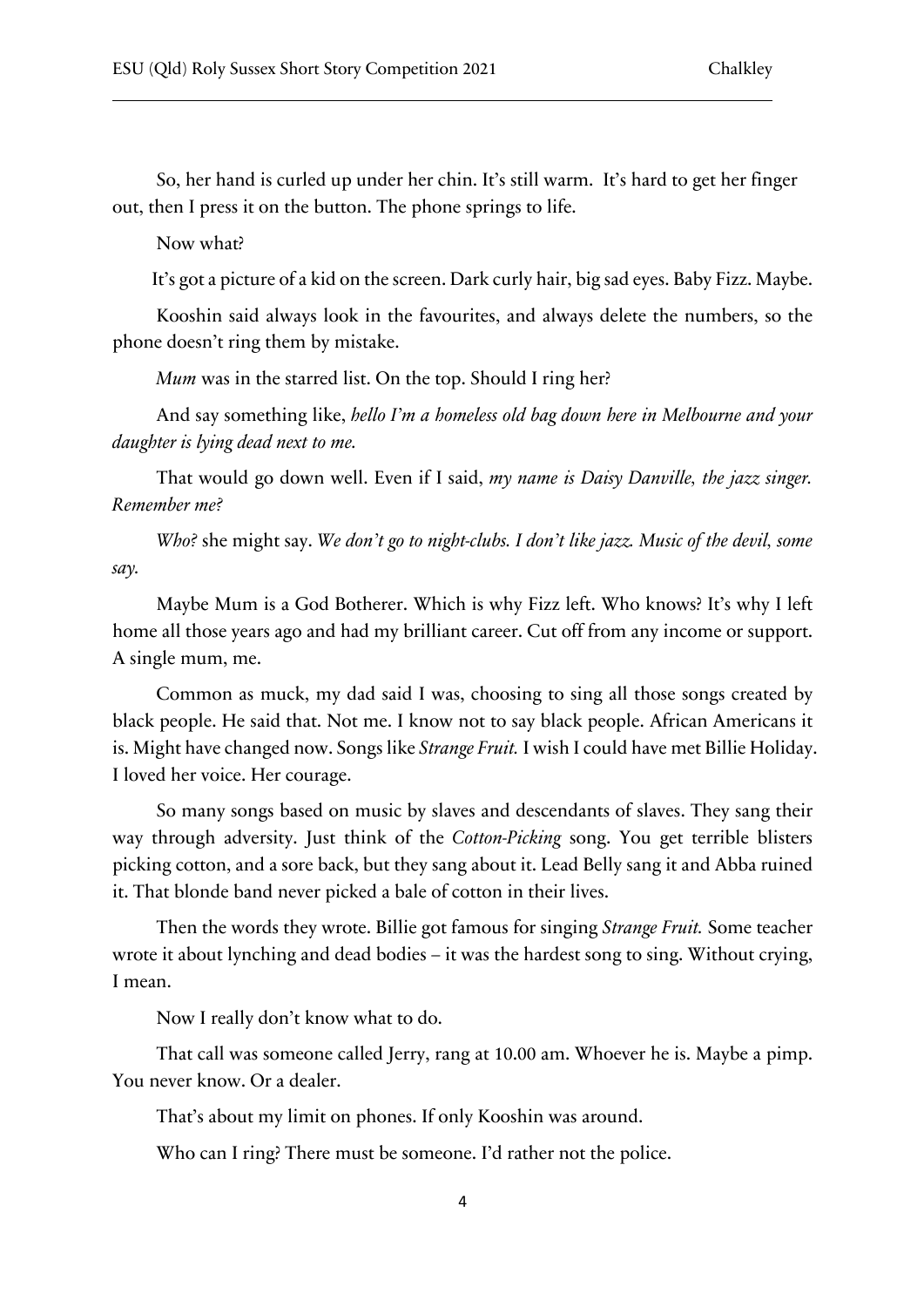So, her hand is curled up under her chin. It's still warm. It's hard to get her finger out, then I press it on the button. The phone springs to life.

Now what?

It's got a picture of a kid on the screen. Dark curly hair, big sad eyes. Baby Fizz. Maybe.

Kooshin said always look in the favourites, and always delete the numbers, so the phone doesn't ring them by mistake.

*Mum* was in the starred list. On the top. Should I ring her?

And say something like, *hello I'm a homeless old bag down here in Melbourne and your daughter is lying dead next to me.*

That would go down well. Even if I said, *my name is Daisy Danville, the jazz singer. Remember me?*

*Who?* she might say. *We don't go to night-clubs. I don't like jazz. Music of the devil, some say.*

Maybe Mum is a God Botherer. Which is why Fizz left. Who knows? It's why I left home all those years ago and had my brilliant career. Cut off from any income or support. A single mum, me.

Common as muck, my dad said I was, choosing to sing all those songs created by black people. He said that. Not me. I know not to say black people. African Americans it is. Might have changed now. Songs like *Strange Fruit.* I wish I could have met Billie Holiday. I loved her voice. Her courage.

So many songs based on music by slaves and descendants of slaves. They sang their way through adversity. Just think of the *Cotton-Picking* song. You get terrible blisters picking cotton, and a sore back, but they sang about it. Lead Belly sang it and Abba ruined it. That blonde band never picked a bale of cotton in their lives.

Then the words they wrote. Billie got famous for singing *Strange Fruit.* Some teacher wrote it about lynching and dead bodies – it was the hardest song to sing. Without crying, I mean.

Now I really don't know what to do.

That call was someone called Jerry, rang at 10.00 am. Whoever he is. Maybe a pimp. You never know. Or a dealer.

That's about my limit on phones. If only Kooshin was around.

Who can I ring? There must be someone. I'd rather not the police.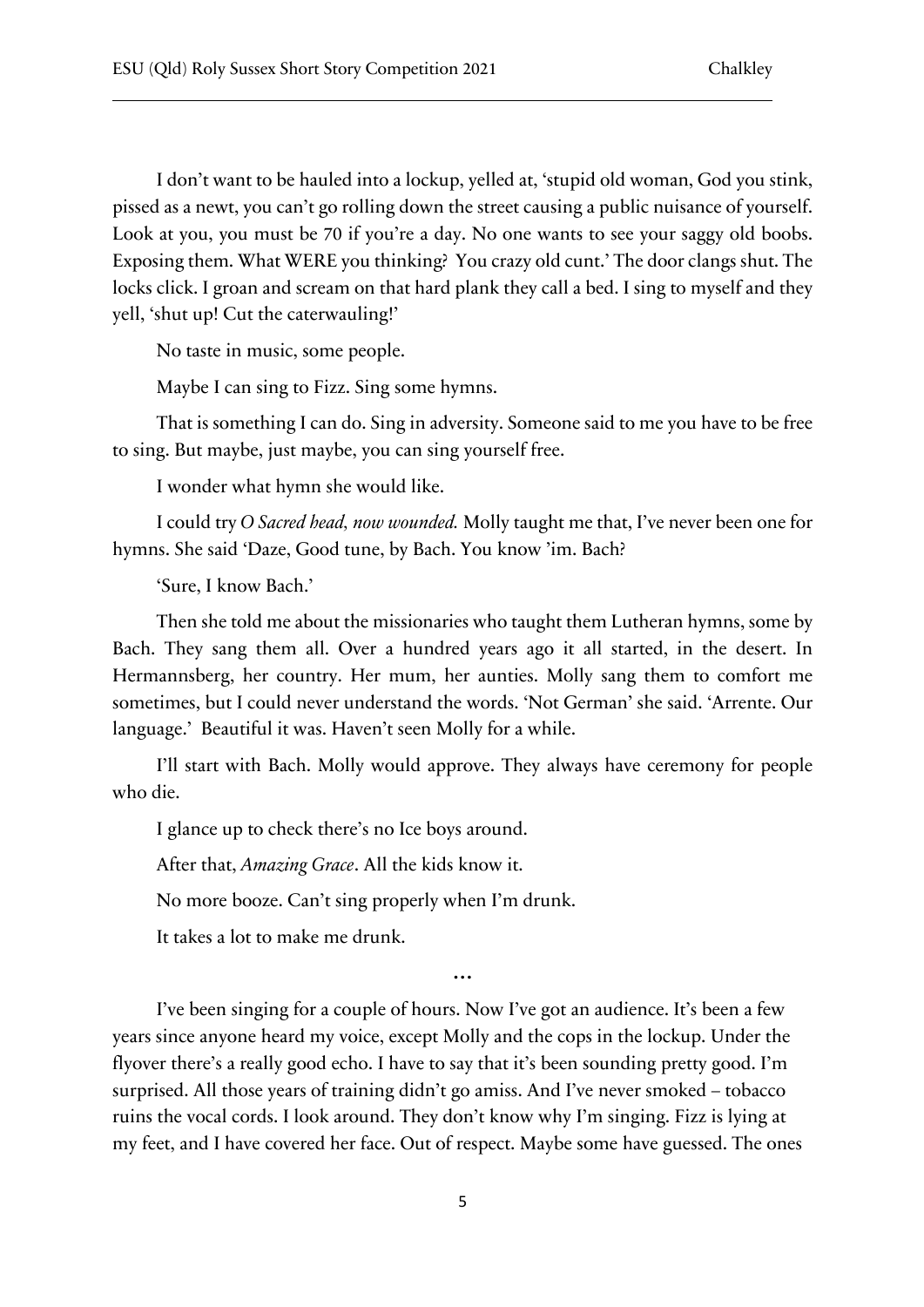I don't want to be hauled into a lockup, yelled at, 'stupid old woman, God you stink, pissed as a newt, you can't go rolling down the street causing a public nuisance of yourself. Look at you, you must be 70 if you're a day. No one wants to see your saggy old boobs. Exposing them. What WERE you thinking? You crazy old cunt.' The door clangs shut. The locks click. I groan and scream on that hard plank they call a bed. I sing to myself and they yell, 'shut up! Cut the caterwauling!'

No taste in music, some people.

Maybe I can sing to Fizz. Sing some hymns.

That is something I can do. Sing in adversity. Someone said to me you have to be free to sing. But maybe, just maybe, you can sing yourself free.

I wonder what hymn she would like.

I could try *O Sacred head, now wounded.* Molly taught me that, I've never been one for hymns. She said 'Daze, Good tune, by Bach. You know 'im. Bach?

'Sure, I know Bach.'

Then she told me about the missionaries who taught them Lutheran hymns, some by Bach. They sang them all. Over a hundred years ago it all started, in the desert. In Hermannsberg, her country. Her mum, her aunties. Molly sang them to comfort me sometimes, but I could never understand the words. 'Not German' she said. 'Arrente. Our language.' Beautiful it was. Haven't seen Molly for a while.

I'll start with Bach. Molly would approve. They always have ceremony for people who die.

I glance up to check there's no Ice boys around.

After that, *Amazing Grace*. All the kids know it.

No more booze. Can't sing properly when I'm drunk.

It takes a lot to make me drunk.

…

I've been singing for a couple of hours. Now I've got an audience. It's been a few years since anyone heard my voice, except Molly and the cops in the lockup. Under the flyover there's a really good echo. I have to say that it's been sounding pretty good. I'm surprised. All those years of training didn't go amiss. And I've never smoked – tobacco ruins the vocal cords. I look around. They don't know why I'm singing. Fizz is lying at my feet, and I have covered her face. Out of respect. Maybe some have guessed. The ones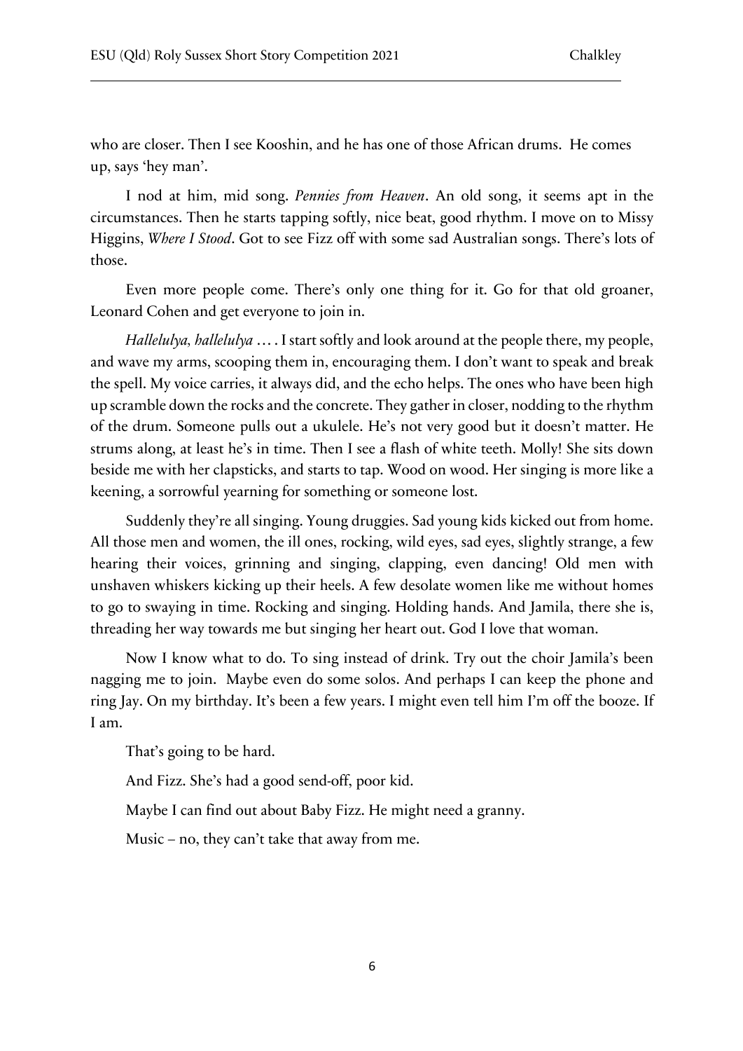who are closer. Then I see Kooshin, and he has one of those African drums. He comes up, says 'hey man'.

I nod at him, mid song. *Pennies from Heaven*. An old song, it seems apt in the circumstances. Then he starts tapping softly, nice beat, good rhythm. I move on to Missy Higgins, *Where I Stood*. Got to see Fizz off with some sad Australian songs. There's lots of those.

Even more people come. There's only one thing for it. Go for that old groaner, Leonard Cohen and get everyone to join in.

*Hallelulya, hallelulya* … . I start softly and look around at the people there, my people, and wave my arms, scooping them in, encouraging them. I don't want to speak and break the spell. My voice carries, it always did, and the echo helps. The ones who have been high up scramble down the rocks and the concrete. They gather in closer, nodding to the rhythm of the drum. Someone pulls out a ukulele. He's not very good but it doesn't matter. He strums along, at least he's in time. Then I see a flash of white teeth. Molly! She sits down beside me with her clapsticks, and starts to tap. Wood on wood. Her singing is more like a keening, a sorrowful yearning for something or someone lost.

Suddenly they're all singing. Young druggies. Sad young kids kicked out from home. All those men and women, the ill ones, rocking, wild eyes, sad eyes, slightly strange, a few hearing their voices, grinning and singing, clapping, even dancing! Old men with unshaven whiskers kicking up their heels. A few desolate women like me without homes to go to swaying in time. Rocking and singing. Holding hands. And Jamila, there she is, threading her way towards me but singing her heart out. God I love that woman.

Now I know what to do. To sing instead of drink. Try out the choir Jamila's been nagging me to join. Maybe even do some solos. And perhaps I can keep the phone and ring Jay. On my birthday. It's been a few years. I might even tell him I'm off the booze. If I am.

That's going to be hard.

And Fizz. She's had a good send-off, poor kid.

Maybe I can find out about Baby Fizz. He might need a granny.

Music – no, they can't take that away from me.